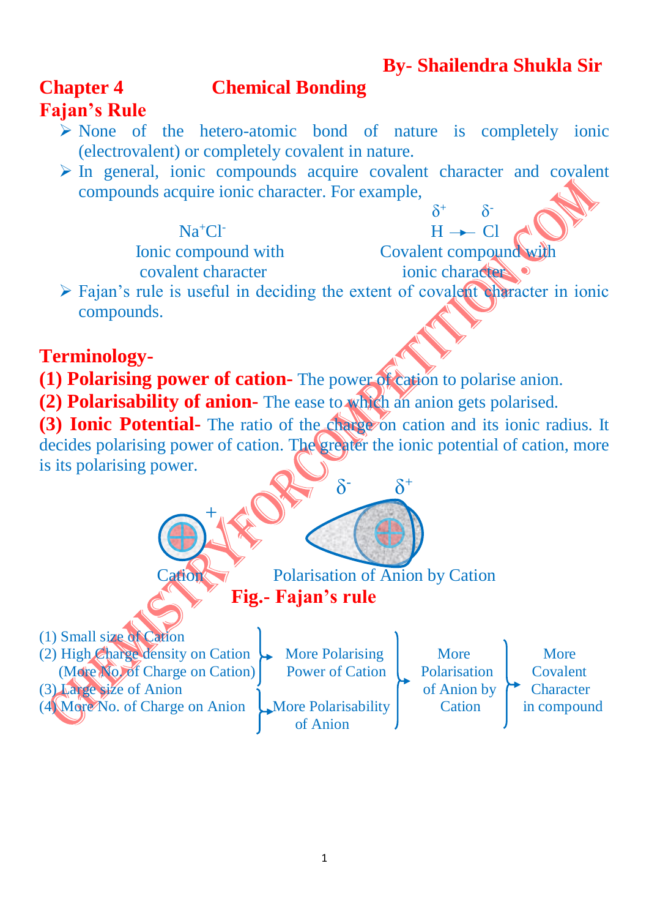**By- Shailendra Shukla Sir**

# Chapter 4 Chemical Bonding

## Fajan's Rule

- None of the hetero-atomic bond of nature is completely ionic (electrovalent) or completely covalent in nature.
- In general, ionic compounds acquire covalent character and covalent compounds acquire ionic character. For example,

$Na^+Cl^-$ — Ionic compound with covalent character

$\overset{\delta^+}{H} \rightarrow \overset{\delta^-}{Cl}$ — Covalent compound with ionic character

- Fajan's rule is useful in deciding the extent of covalent character in ionic compounds.

## Terminology-

**(1) Polarising power of cation-** The power of cation to polarise anion.

**(2) Polarisability of anion-** The ease to which an anion gets polarised.

**(3) Ionic Potential-** The ratio of the charge on cation and its ionic radius. It decides polarising power of cation. The greater the ionic potential of cation, more is its polarising power.

Cation — Polarisation of Anion by Cation ($\delta^-$ $\delta^+$)

**Fig.- Fajan's rule**

(1) Small size of Cation
(2) High Charge density on Cation (More No. of Charge on Cation)
→ More Polarising Power of Cation

(3) Large size of Anion
(4) More No. of Charge on Anion
→ More Polarisability of Anion

→ More Polarisation of Anion by Cation → More Covalent Character in compound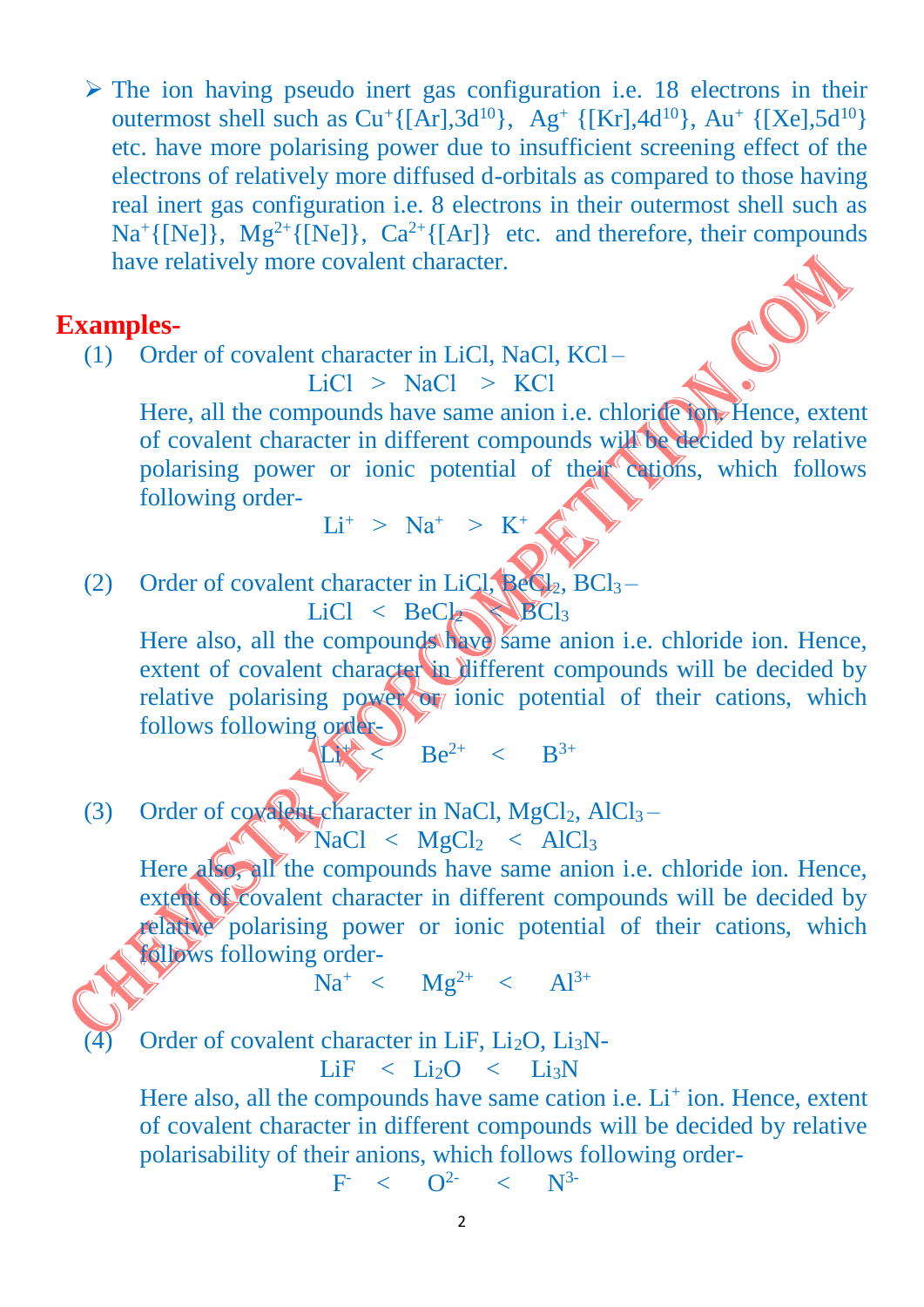- The ion having pseudo inert gas configuration i.e. 18 electrons in their outermost shell such as $Cu^{+}$\{[Ar],$3d^{10}$\}, $Ag^{+}$ \{[Kr],$4d^{10}$\}, $Au^{+}$ \{[Xe],$5d^{10}$\} etc. have more polarising power due to insufficient screening effect of the electrons of relatively more diffused d-orbitals as compared to those having real inert gas configuration i.e. 8 electrons in their outermost shell such as $Na^{+}$\{[Ne]\}, $Mg^{2+}$\{[Ne]\}, $Ca^{2+}$\{[Ar]\} etc. and therefore, their compounds have relatively more covalent character.

## Examples-

(1) Order of covalent character in LiCl, NaCl, KCl –

$$LiCl > NaCl > KCl$$

Here, all the compounds have same anion i.e. chloride ion. Hence, extent of covalent character in different compounds will be decided by relative polarising power or ionic potential of their cations, which follows following order-

$$Li^{+} > Na^{+} > K^{+}$$

(2) Order of covalent character in LiCl, $BeCl_2$, $BCl_3$ –

$$LiCl < BeCl_2 < BCl_3$$

Here also, all the compounds have same anion i.e. chloride ion. Hence, extent of covalent character in different compounds will be decided by relative polarising power or ionic potential of their cations, which follows following order-

$$Li^{+} < Be^{2+} < B^{3+}$$

(3) Order of covalent character in NaCl, $MgCl_2$, $AlCl_3$ –

$$NaCl < MgCl_2 < AlCl_3$$

Here also, all the compounds have same anion i.e. chloride ion. Hence, extent of covalent character in different compounds will be decided by relative polarising power or ionic potential of their cations, which follows following order-

$$Na^{+} < Mg^{2+} < Al^{3+}$$

(4) Order of covalent character in LiF, $Li_2O$, $Li_3N$-

$$LiF < Li_2O < Li_3N$$

Here also, all the compounds have same cation i.e. $Li^{+}$ ion. Hence, extent of covalent character in different compounds will be decided by relative polarisability of their anions, which follows following order-

$$F^{-} < O^{2-} < N^{3-}$$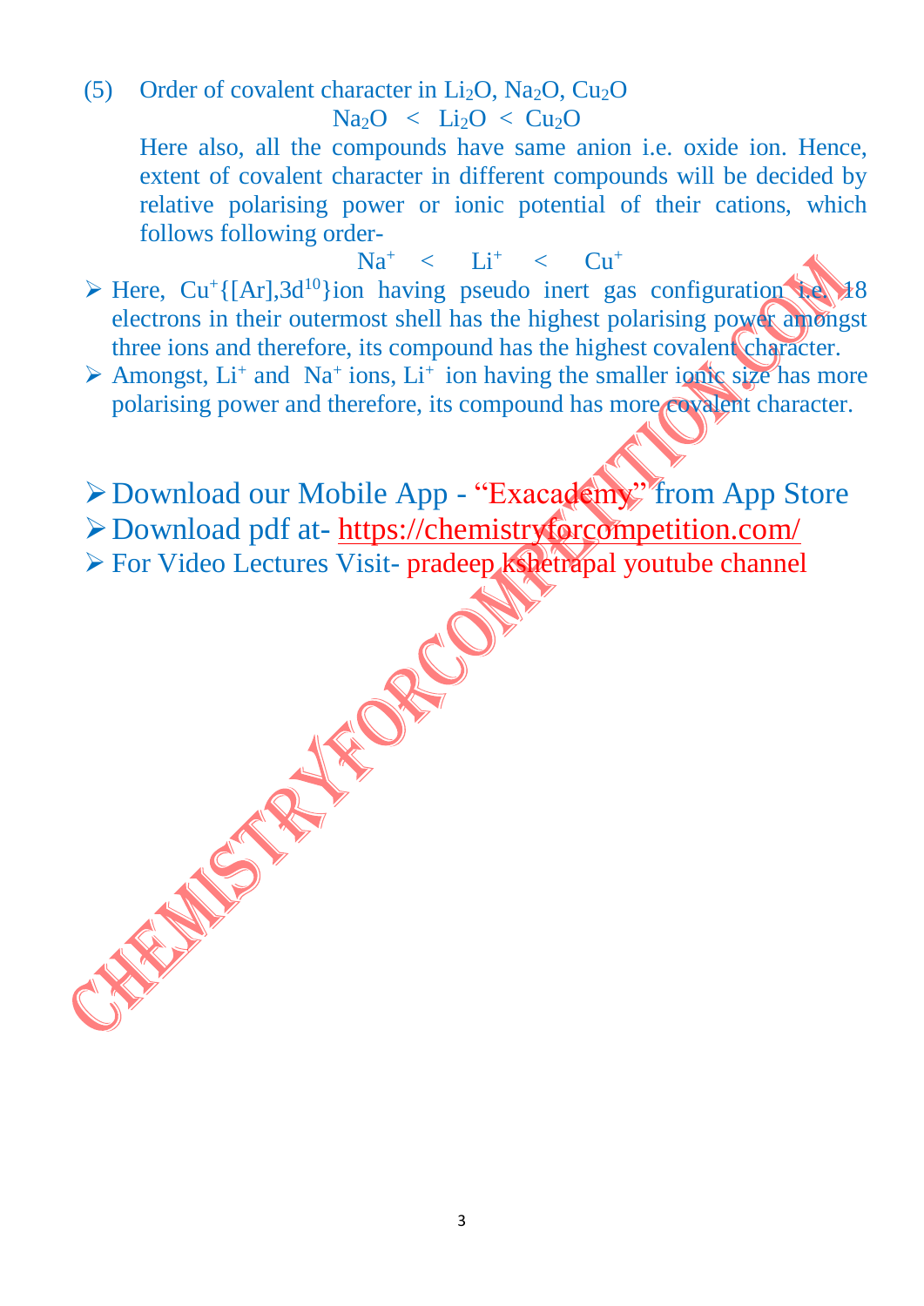(5) Order of covalent character in $Li_2O$, $Na_2O$, $Cu_2O$

$$Na_2O < Li_2O < Cu_2O$$

Here also, all the compounds have same anion i.e. oxide ion. Hence, extent of covalent character in different compounds will be decided by relative polarising power or ionic potential of their cations, which follows following order-

$$Na^+ < Li^+ < Cu^+$$

- Here, $Cu^+$ {[Ar],$3d^{10}$}ion having pseudo inert gas configuration i.e. 18 electrons in their outermost shell has the highest polarising power amongst three ions and therefore, its compound has the highest covalent character.
- Amongst, $Li^+$ and $Na^+$ ions, $Li^+$ ion having the smaller ionic size has more polarising power and therefore, its compound has more covalent character.

- Download our Mobile App - "Exacademy" from App Store
- Download pdf at- https://chemistryforcompetition.com/
- For Video Lectures Visit- pradeep kshetrapal youtube channel